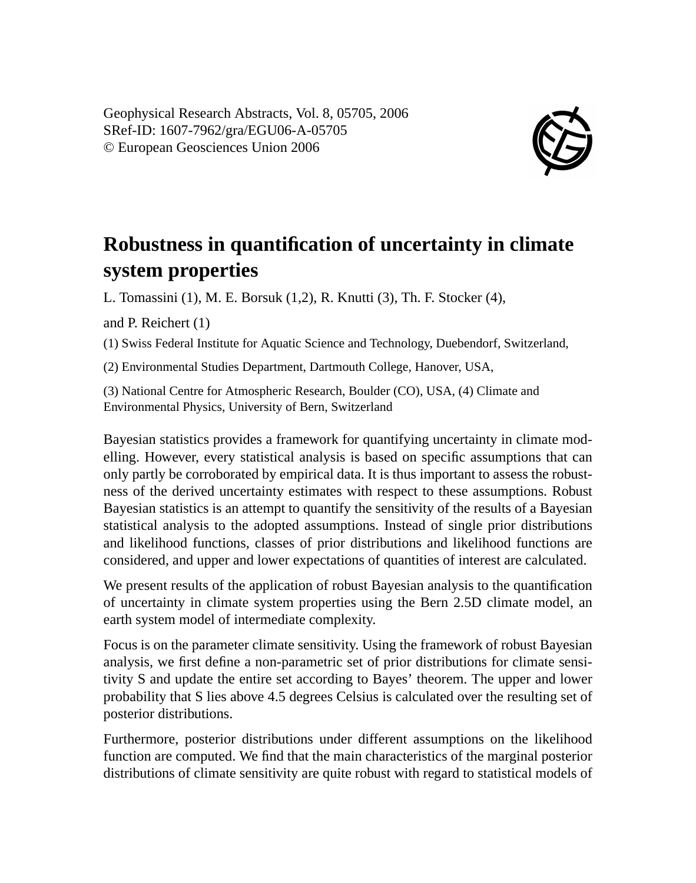Geophysical Research Abstracts, Vol. 8, 05705, 2006
SRef-ID: 1607-7962/gra/EGU06-A-05705
© European Geosciences Union 2006

# Robustness in quantification of uncertainty in climate system properties

L. Tomassini (1), M. E. Borsuk (1,2), R. Knutti (3), Th. F. Stocker (4), and P. Reichert (1)

(1) Swiss Federal Institute for Aquatic Science and Technology, Duebendorf, Switzerland,

(2) Environmental Studies Department, Dartmouth College, Hanover, USA,

(3) National Centre for Atmospheric Research, Boulder (CO), USA, (4) Climate and Environmental Physics, University of Bern, Switzerland

Bayesian statistics provides a framework for quantifying uncertainty in climate modelling. However, every statistical analysis is based on specific assumptions that can only partly be corroborated by empirical data. It is thus important to assess the robustness of the derived uncertainty estimates with respect to these assumptions. Robust Bayesian statistics is an attempt to quantify the sensitivity of the results of a Bayesian statistical analysis to the adopted assumptions. Instead of single prior distributions and likelihood functions, classes of prior distributions and likelihood functions are considered, and upper and lower expectations of quantities of interest are calculated.

We present results of the application of robust Bayesian analysis to the quantification of uncertainty in climate system properties using the Bern 2.5D climate model, an earth system model of intermediate complexity.

Focus is on the parameter climate sensitivity. Using the framework of robust Bayesian analysis, we first define a non-parametric set of prior distributions for climate sensitivity S and update the entire set according to Bayes' theorem. The upper and lower probability that S lies above 4.5 degrees Celsius is calculated over the resulting set of posterior distributions.

Furthermore, posterior distributions under different assumptions on the likelihood function are computed. We find that the main characteristics of the marginal posterior distributions of climate sensitivity are quite robust with regard to statistical models of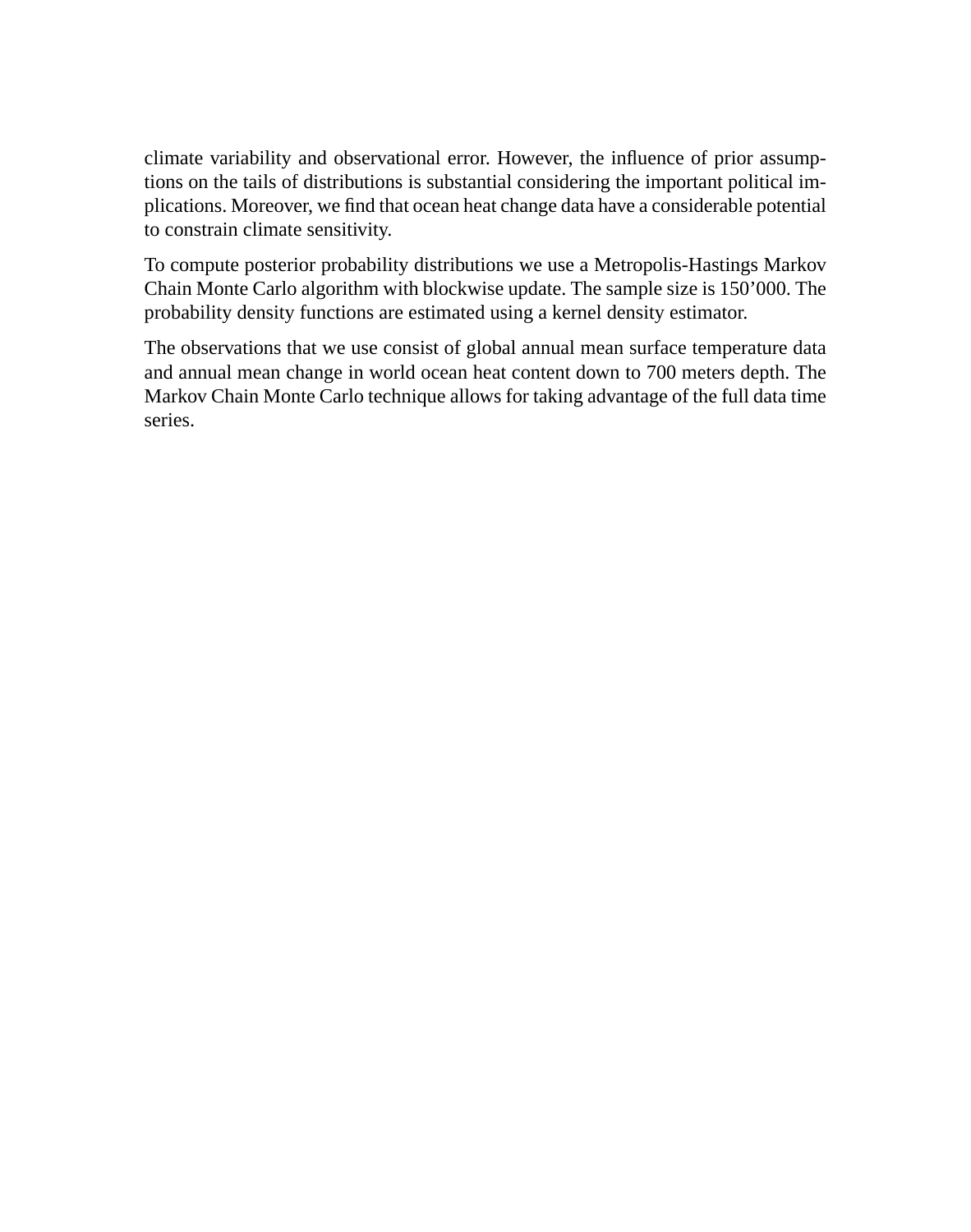climate variability and observational error. However, the influence of prior assumptions on the tails of distributions is substantial considering the important political implications. Moreover, we find that ocean heat change data have a considerable potential to constrain climate sensitivity.

To compute posterior probability distributions we use a Metropolis-Hastings Markov Chain Monte Carlo algorithm with blockwise update. The sample size is 150’000. The probability density functions are estimated using a kernel density estimator.

The observations that we use consist of global annual mean surface temperature data and annual mean change in world ocean heat content down to 700 meters depth. The Markov Chain Monte Carlo technique allows for taking advantage of the full data time series.